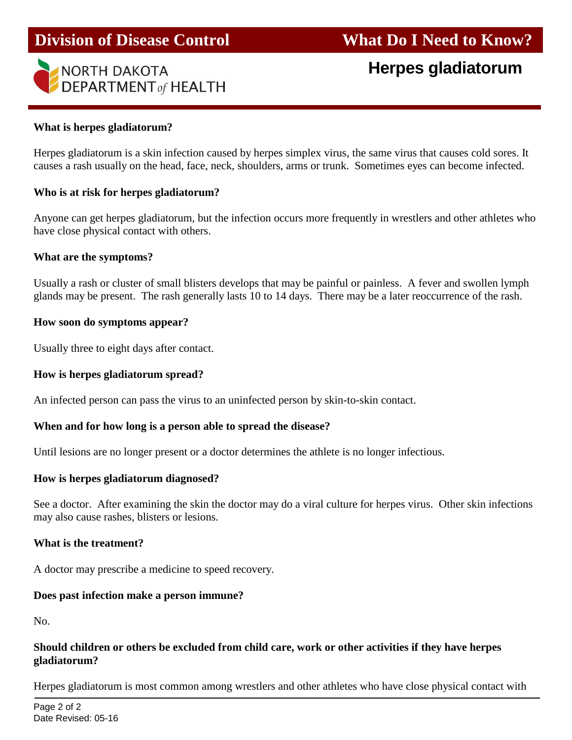Division of Disease Control

What Do I Need to Know?

NORTH DAKOTA DEPARTMENT *of* HEALTH

# Herpes gladiatorum

**What is herpes gladiatorum?**

Herpes gladiatorum is a skin infection caused by herpes simplex virus, the same virus that causes cold sores. It causes a rash usually on the head, face, neck, shoulders, arms or trunk. Sometimes eyes can become infected.

**Who is at risk for herpes gladiatorum?**

Anyone can get herpes gladiatorum, but the infection occurs more frequently in wrestlers and other athletes who have close physical contact with others.

**What are the symptoms?**

Usually a rash or cluster of small blisters develops that may be painful or painless. A fever and swollen lymph glands may be present. The rash generally lasts 10 to 14 days. There may be a later reoccurrence of the rash.

**How soon do symptoms appear?**

Usually three to eight days after contact.

**How is herpes gladiatorum spread?**

An infected person can pass the virus to an uninfected person by skin-to-skin contact.

**When and for how long is a person able to spread the disease?**

Until lesions are no longer present or a doctor determines the athlete is no longer infectious.

**How is herpes gladiatorum diagnosed?**

See a doctor. After examining the skin the doctor may do a viral culture for herpes virus. Other skin infections may also cause rashes, blisters or lesions.

**What is the treatment?**

A doctor may prescribe a medicine to speed recovery.

**Does past infection make a person immune?**

No.

**Should children or others be excluded from child care, work or other activities if they have herpes gladiatorum?**

Herpes gladiatorum is most common among wrestlers and other athletes who have close physical contact with

Date Revised: 05-16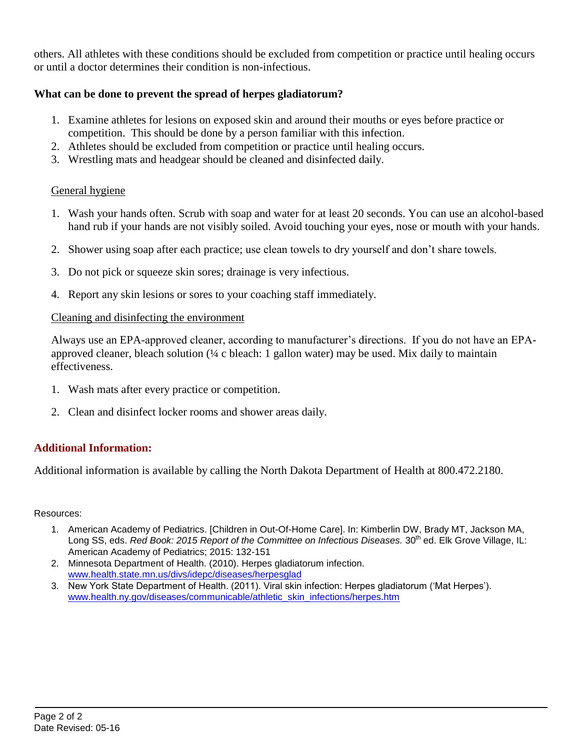others. All athletes with these conditions should be excluded from competition or practice until healing occurs or until a doctor determines their condition is non-infectious.

**What can be done to prevent the spread of herpes gladiatorum?**

1. Examine athletes for lesions on exposed skin and around their mouths or eyes before practice or competition. This should be done by a person familiar with this infection.
2. Athletes should be excluded from competition or practice until healing occurs.
3. Wrestling mats and headgear should be cleaned and disinfected daily.

<u>General hygiene</u>

1. Wash your hands often. Scrub with soap and water for at least 20 seconds. You can use an alcohol-based hand rub if your hands are not visibly soiled. Avoid touching your eyes, nose or mouth with your hands.
2. Shower using soap after each practice; use clean towels to dry yourself and don't share towels.
3. Do not pick or squeeze skin sores; drainage is very infectious.
4. Report any skin lesions or sores to your coaching staff immediately.

<u>Cleaning and disinfecting the environment</u>

Always use an EPA-approved cleaner, according to manufacturer's directions. If you do not have an EPA-approved cleaner, bleach solution (¼ c bleach: 1 gallon water) may be used. Mix daily to maintain effectiveness.

1. Wash mats after every practice or competition.
2. Clean and disinfect locker rooms and shower areas daily.

## Additional Information:

Additional information is available by calling the North Dakota Department of Health at 800.472.2180.

Resources:

1. American Academy of Pediatrics. [Children in Out-Of-Home Care]. In: Kimberlin DW, Brady MT, Jackson MA, Long SS, eds. *Red Book: 2015 Report of the Committee on Infectious Diseases.* 30th ed. Elk Grove Village, IL: American Academy of Pediatrics; 2015: 132-151
2. Minnesota Department of Health. (2010). Herpes gladiatorum infection. www.health.state.mn.us/divs/idepc/diseases/herpesglad
3. New York State Department of Health. (2011). Viral skin infection: Herpes gladiatorum ('Mat Herpes'). www.health.ny.gov/diseases/communicable/athletic_skin_infections/herpes.htm

Date Revised: 05-16